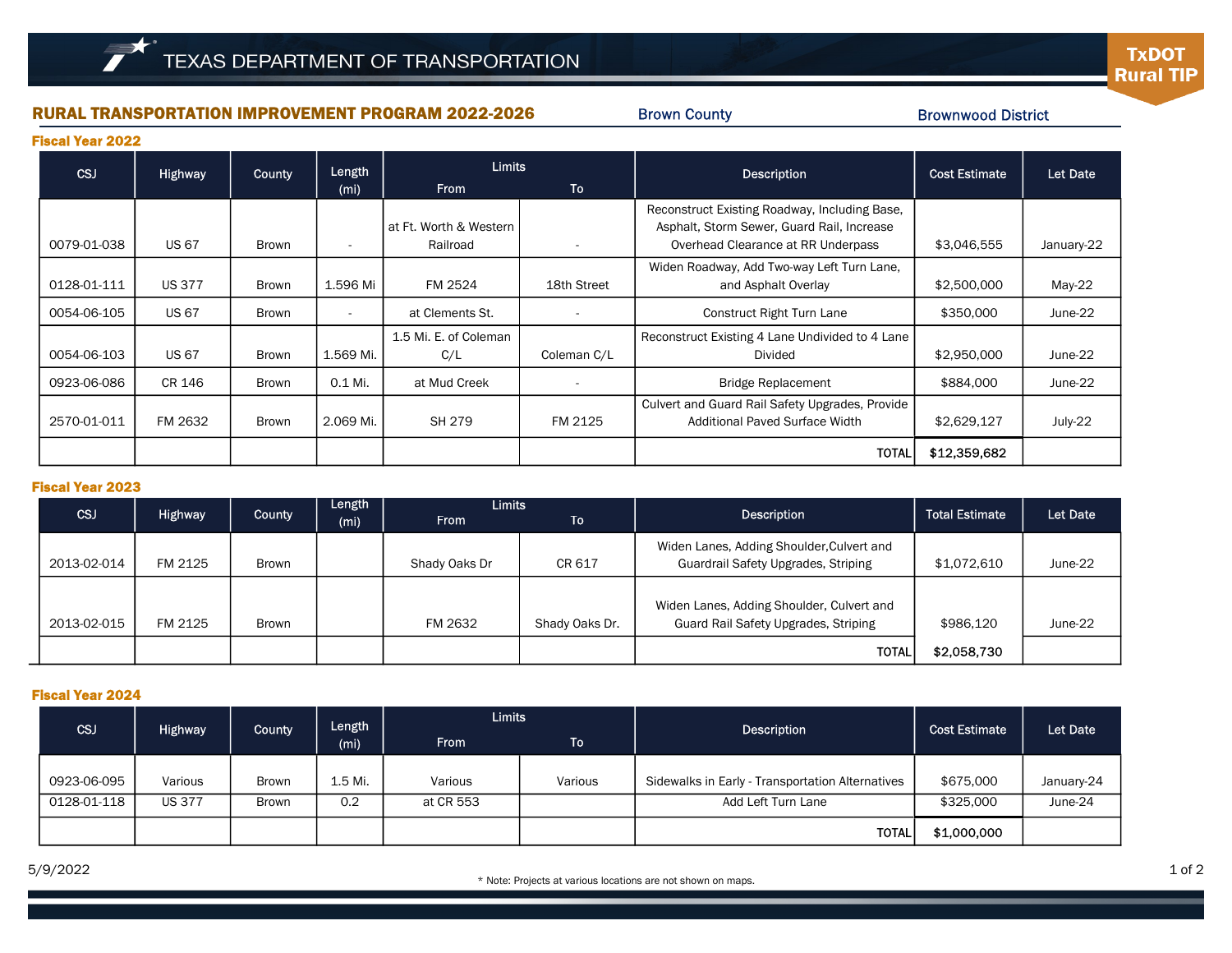# TEXAS DEPARTMENT OF TRANSPORTATION

**TxDOT Rural TIP**

## RURAL TRANSPORTATION IMPROVEMENT PROGRAM 2022-2026

Brown County | Brownwood District

### Fiscal Year 2022

| CSJ | Highway | County | Length (mi) | Limits From | Limits To | Description | Cost Estimate | Let Date |
|---|---|---|---|---|---|---|---|---|
| 0079-01-038 | US 67 | Brown | - | at Ft. Worth & Western Railroad | - | Reconstruct Existing Roadway, Including Base, Asphalt, Storm Sewer, Guard Rail, Increase Overhead Clearance at RR Underpass | $3,046,555 | January-22 |
| 0128-01-111 | US 377 | Brown | 1.596 Mi | FM 2524 | 18th Street | Widen Roadway, Add Two-way Left Turn Lane, and Asphalt Overlay | $2,500,000 | May-22 |
| 0054-06-105 | US 67 | Brown | - | at Clements St. | - | Construct Right Turn Lane | $350,000 | June-22 |
| 0054-06-103 | US 67 | Brown | 1.569 Mi. | 1.5 Mi. E. of Coleman C/L | Coleman C/L | Reconstruct Existing 4 Lane Undivided to 4 Lane Divided | $2,950,000 | June-22 |
| 0923-06-086 | CR 146 | Brown | 0.1 Mi. | at Mud Creek | - | Bridge Replacement | $884,000 | June-22 |
| 2570-01-011 | FM 2632 | Brown | 2.069 Mi. | SH 279 | FM 2125 | Culvert and Guard Rail Safety Upgrades, Provide Additional Paved Surface Width | $2,629,127 | July-22 |
| | | | | | | TOTAL | **$12,359,682** | |

### Fiscal Year 2023

| CSJ | Highway | County | Length (mi) | Limits From | Limits To | Description | Total Estimate | Let Date |
|---|---|---|---|---|---|---|---|---|
| 2013-02-014 | FM 2125 | Brown | | Shady Oaks Dr | CR 617 | Widen Lanes, Adding Shoulder,Culvert and Guardrail Safety Upgrades, Striping | $1,072,610 | June-22 |
| 2013-02-015 | FM 2125 | Brown | | FM 2632 | Shady Oaks Dr. | Widen Lanes, Adding Shoulder, Culvert and Guard Rail Safety Upgrades, Striping | $986,120 | June-22 |
| | | | | | | TOTAL | **$2,058,730** | |

### Fiscal Year 2024

| CSJ | Highway | County | Length (mi) | Limits From | Limits To | Description | Cost Estimate | Let Date |
|---|---|---|---|---|---|---|---|---|
| 0923-06-095 | Various | Brown | 1.5 Mi. | Various | Various | Sidewalks in Early - Transportation Alternatives | $675,000 | January-24 |
| 0128-01-118 | US 377 | Brown | 0.2 | at CR 553 | | Add Left Turn Lane | $325,000 | June-24 |
| | | | | | | TOTAL | **$1,000,000** | |

5/9/2022

\* Note: Projects at various locations are not shown on maps.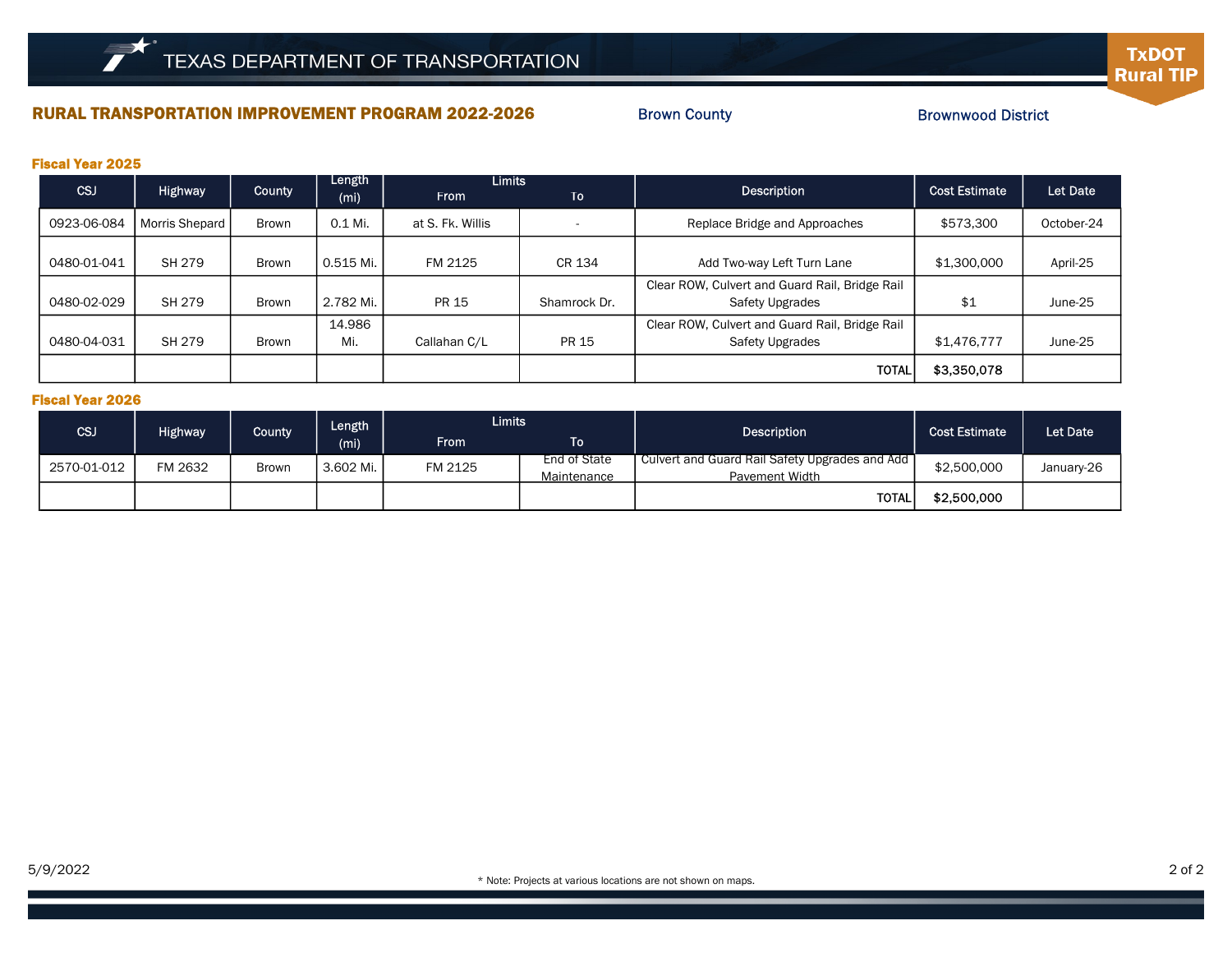TEXAS DEPARTMENT OF TRANSPORTATION

**TxDOT Rural TIP**

## RURAL TRANSPORTATION IMPROVEMENT PROGRAM 2022-2026

Brown County | Brownwood District

### Fiscal Year 2025

| CSJ | Highway | County | Length (mi) | Limits From | Limits To | Description | Cost Estimate | Let Date |
|---|---|---|---|---|---|---|---|---|
| 0923-06-084 | Morris Shepard | Brown | 0.1 Mi. | at S. Fk. Willis | - | Replace Bridge and Approaches | $573,300 | October-24 |
| 0480-01-041 | SH 279 | Brown | 0.515 Mi. | FM 2125 | CR 134 | Add Two-way Left Turn Lane | $1,300,000 | April-25 |
| 0480-02-029 | SH 279 | Brown | 2.782 Mi. | PR 15 | Shamrock Dr. | Clear ROW, Culvert and Guard Rail, Bridge Rail Safety Upgrades | $1 | June-25 |
| 0480-04-031 | SH 279 | Brown | 14.986 Mi. | Callahan C/L | PR 15 | Clear ROW, Culvert and Guard Rail, Bridge Rail Safety Upgrades | $1,476,777 | June-25 |
| | | | | | | TOTAL | $3,350,078 | |

### Fiscal Year 2026

| CSJ | Highway | County | Length (mi) | Limits From | Limits To | Description | Cost Estimate | Let Date |
|---|---|---|---|---|---|---|---|---|
| 2570-01-012 | FM 2632 | Brown | 3.602 Mi. | FM 2125 | End of State Maintenance | Culvert and Guard Rail Safety Upgrades and Add Pavement Width | $2,500,000 | January-26 |
| | | | | | | TOTAL | $2,500,000 | |

5/9/2022

* Note: Projects at various locations are not shown on maps.